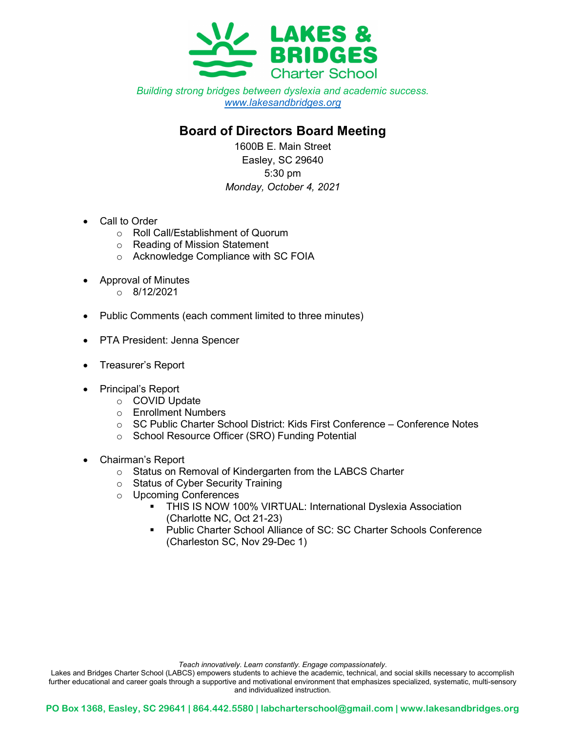# LAKES & BRIDGES Charter School

*Building strong bridges between dyslexia and academic success.*
[www.lakesandbridges.org](http://www.lakesandbridges.org)

## Board of Directors Board Meeting

1600B E. Main Street
Easley, SC 29640
5:30 pm
*Monday, October 4, 2021*

- Call to Order
  - Roll Call/Establishment of Quorum
  - Reading of Mission Statement
  - Acknowledge Compliance with SC FOIA
- Approval of Minutes
  - 8/12/2021
- Public Comments (each comment limited to three minutes)
- PTA President: Jenna Spencer
- Treasurer's Report
- Principal's Report
  - COVID Update
  - Enrollment Numbers
  - SC Public Charter School District: Kids First Conference – Conference Notes
  - School Resource Officer (SRO) Funding Potential
- Chairman's Report
  - Status on Removal of Kindergarten from the LABCS Charter
  - Status of Cyber Security Training
  - Upcoming Conferences
    - THIS IS NOW 100% VIRTUAL: International Dyslexia Association (Charlotte NC, Oct 21-23)
    - Public Charter School Alliance of SC: SC Charter Schools Conference (Charleston SC, Nov 29-Dec 1)

*Teach innovatively. Learn constantly. Engage compassionately.*
Lakes and Bridges Charter School (LABCS) empowers students to achieve the academic, technical, and social skills necessary to accomplish further educational and career goals through a supportive and motivational environment that emphasizes specialized, systematic, multi-sensory and individualized instruction.

**PO Box 1368, Easley, SC 29641 | 864.442.5580 | labcharterschool@gmail.com | www.lakesandbridges.org**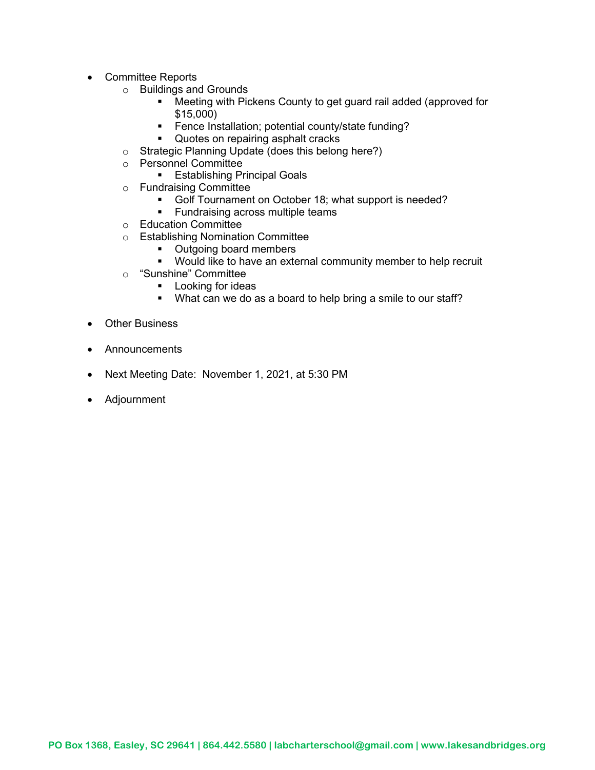- Committee Reports
  - Buildings and Grounds
    - Meeting with Pickens County to get guard rail added (approved for $15,000)
    - Fence Installation; potential county/state funding?
    - Quotes on repairing asphalt cracks
  - Strategic Planning Update (does this belong here?)
  - Personnel Committee
    - Establishing Principal Goals
  - Fundraising Committee
    - Golf Tournament on October 18; what support is needed?
    - Fundraising across multiple teams
  - Education Committee
  - Establishing Nomination Committee
    - Outgoing board members
    - Would like to have an external community member to help recruit
  - "Sunshine" Committee
    - Looking for ideas
    - What can we do as a board to help bring a smile to our staff?

- Other Business

- Announcements

- Next Meeting Date: November 1, 2021, at 5:30 PM

- Adjournment

**PO Box 1368, Easley, SC 29641 | 864.442.5580 | labcharterschool@gmail.com | www.lakesandbridges.org**